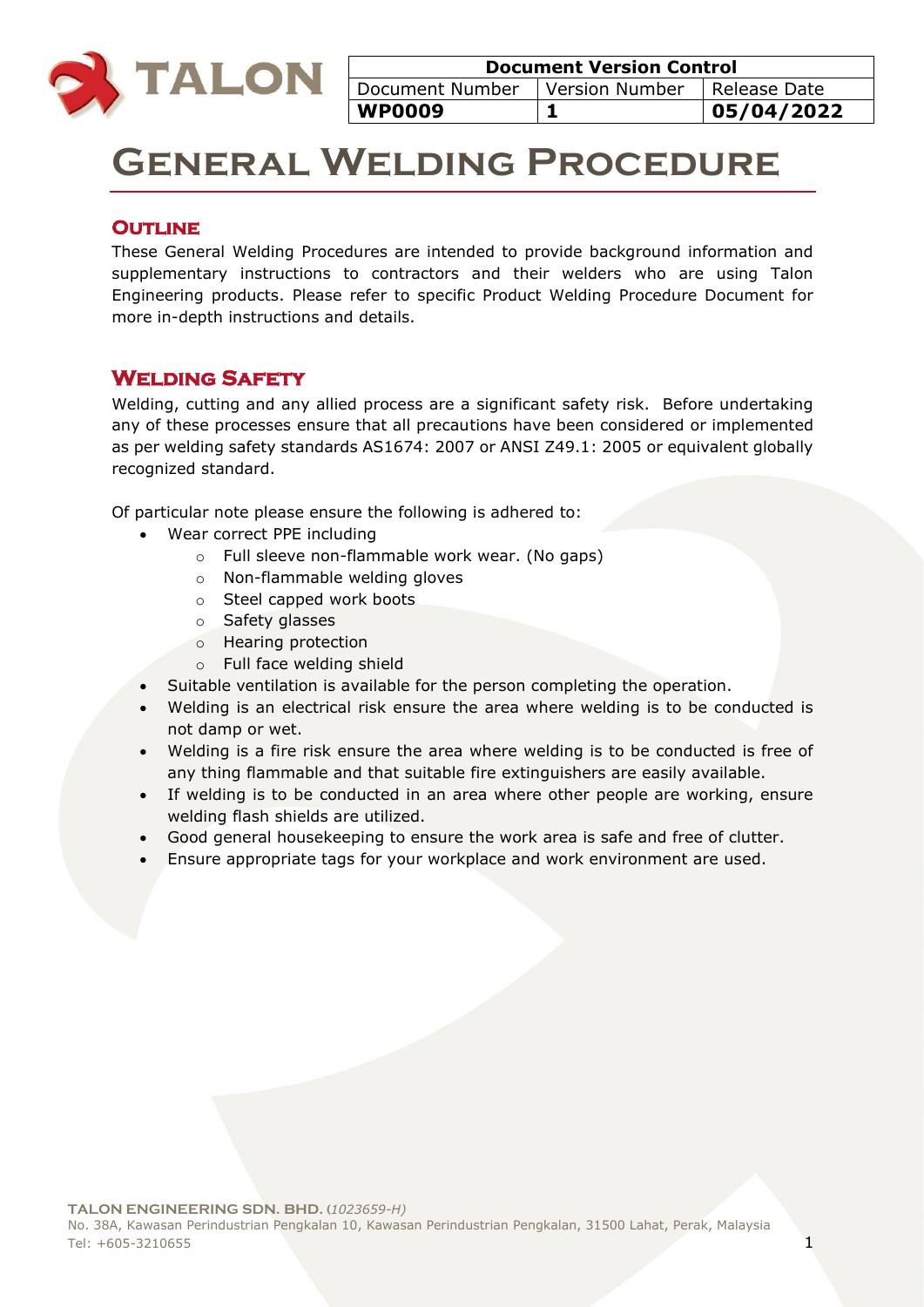| Document Version Control | | |
|---|---|---|
| Document Number | Version Number | Release Date |
| **WP0009** | **1** | **05/04/2022** |

# General Welding Procedure

## Outline

These General Welding Procedures are intended to provide background information and supplementary instructions to contractors and their welders who are using Talon Engineering products. Please refer to specific Product Welding Procedure Document for more in-depth instructions and details.

## Welding Safety

Welding, cutting and any allied process are a significant safety risk. Before undertaking any of these processes ensure that all precautions have been considered or implemented as per welding safety standards AS1674: 2007 or ANSI Z49.1: 2005 or equivalent globally recognized standard.

Of particular note please ensure the following is adhered to:

- Wear correct PPE including
  - Full sleeve non-flammable work wear. (No gaps)
  - Non-flammable welding gloves
  - Steel capped work boots
  - Safety glasses
  - Hearing protection
  - Full face welding shield
- Suitable ventilation is available for the person completing the operation.
- Welding is an electrical risk ensure the area where welding is to be conducted is not damp or wet.
- Welding is a fire risk ensure the area where welding is to be conducted is free of any thing flammable and that suitable fire extinguishers are easily available.
- If welding is to be conducted in an area where other people are working, ensure welding flash shields are utilized.
- Good general housekeeping to ensure the work area is safe and free of clutter.
- Ensure appropriate tags for your workplace and work environment are used.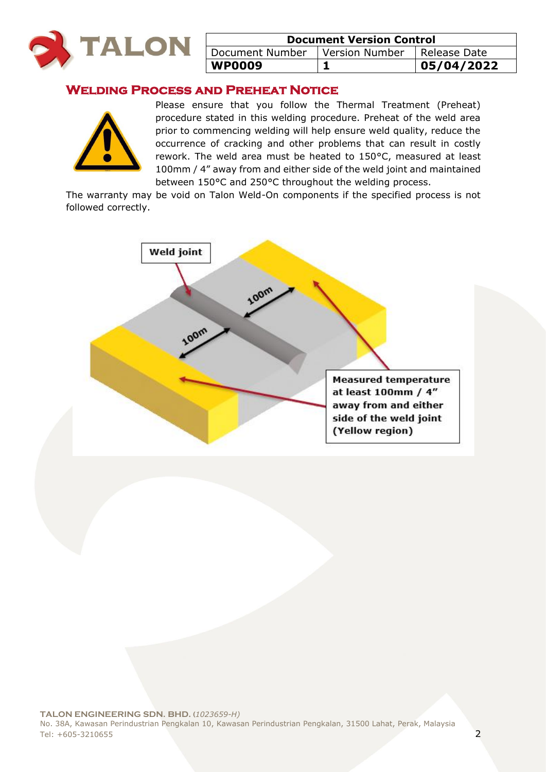| Document Version Control | | |
|---|---|---|
| Document Number | Version Number | Release Date |
| **WP0009** | **1** | **05/04/2022** |

## Welding Process and Preheat Notice

Please ensure that you follow the Thermal Treatment (Preheat) procedure stated in this welding procedure. Preheat of the weld area prior to commencing welding will help ensure weld quality, reduce the occurrence of cracking and other problems that can result in costly rework. The weld area must be heated to 150°C, measured at least 100mm / 4" away from and either side of the weld joint and maintained between 150°C and 250°C throughout the welding process.

The warranty may be void on Talon Weld-On components if the specified process is not followed correctly.

Weld joint

100m

100m

Measured temperature at least 100mm / 4" away from and either side of the weld joint (Yellow region)

**TALON ENGINEERING SDN. BHD.** *(1023659-H)*
No. 38A, Kawasan Perindustrian Pengkalan 10, Kawasan Perindustrian Pengkalan, 31500 Lahat, Perak, Malaysia
Tel: +605-3210655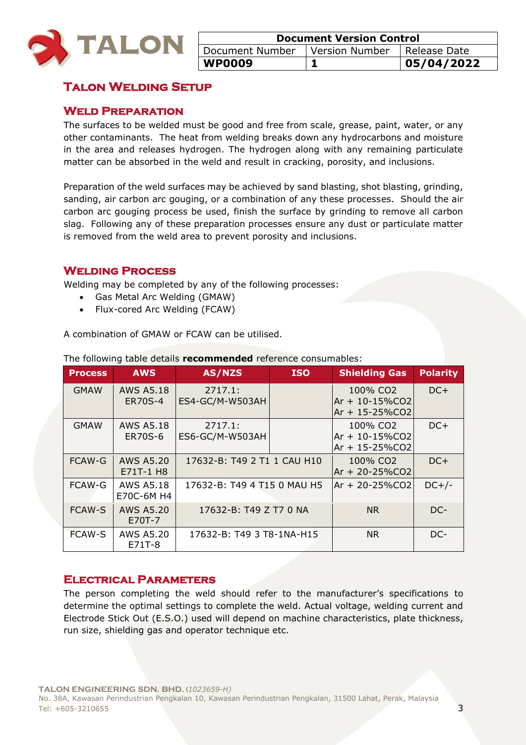| Document Version Control | | |
|---|---|---|
| Document Number | Version Number | Release Date |
| **WP0009** | **1** | **05/04/2022** |

# Talon Welding Setup

## Weld Preparation

The surfaces to be welded must be good and free from scale, grease, paint, water, or any other contaminants. The heat from welding breaks down any hydrocarbons and moisture in the area and releases hydrogen. The hydrogen along with any remaining particulate matter can be absorbed in the weld and result in cracking, porosity, and inclusions.

Preparation of the weld surfaces may be achieved by sand blasting, shot blasting, grinding, sanding, air carbon arc gouging, or a combination of any these processes. Should the air carbon arc gouging process be used, finish the surface by grinding to remove all carbon slag. Following any of these preparation processes ensure any dust or particulate matter is removed from the weld area to prevent porosity and inclusions.

## Welding Process

Welding may be completed by any of the following processes:

- Gas Metal Arc Welding (GMAW)
- Flux-cored Arc Welding (FCAW)

A combination of GMAW or FCAW can be utilised.

The following table details **recommended** reference consumables:

| Process | AWS | AS/NZS | ISO | Shielding Gas | Polarity |
|---|---|---|---|---|---|
| GMAW | AWS A5.18 ER70S-4 | 2717.1: ES4-GC/M-W503AH | | 100% $CO_2$<br>Ar + 10-15% $CO_2$<br>Ar + 15-25% $CO_2$ | DC+ |
| GMAW | AWS A5.18 ER70S-6 | 2717.1: ES6-GC/M-W503AH | | 100% $CO_2$<br>Ar + 10-15% $CO_2$<br>Ar + 15-25% $CO_2$ | DC+ |
| FCAW-G | AWS A5.20 E71T-1 H8 | 17632-B: T49 2 T1 1 CAU H10 | | 100% $CO_2$<br>Ar + 20-25% $CO_2$ | DC+ |
| FCAW-G | AWS A5.18 E70C-6M H4 | 17632-B: T49 4 T15 0 MAU H5 | | Ar + 20-25% $CO_2$ | DC+/- |
| FCAW-S | AWS A5.20 E70T-7 | 17632-B: T49 Z T7 0 NA | | NR | DC- |
| FCAW-S | AWS A5.20 E71T-8 | 17632-B: T49 3 T8-1NA-H15 | | NR | DC- |

## Electrical Parameters

The person completing the weld should refer to the manufacturer's specifications to determine the optimal settings to complete the weld. Actual voltage, welding current and Electrode Stick Out (E.S.O.) used will depend on machine characteristics, plate thickness, run size, shielding gas and operator technique etc.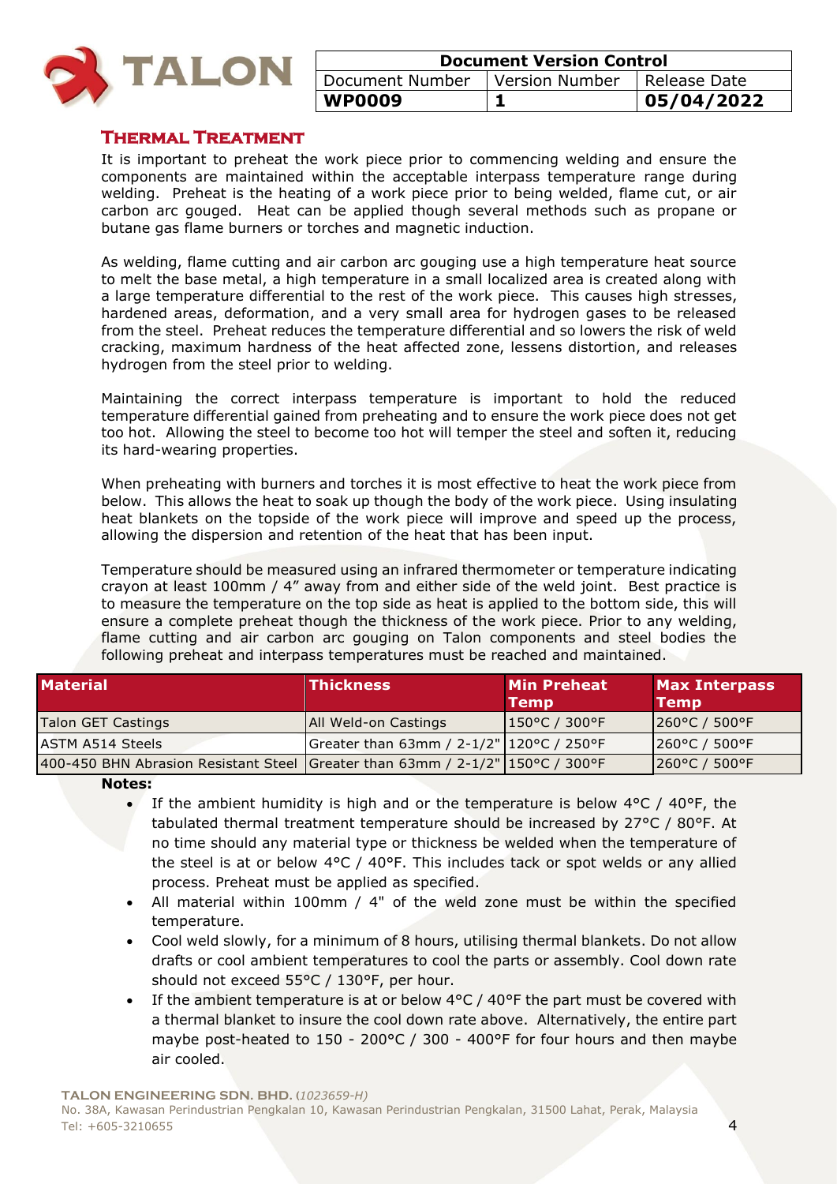## Thermal Treatment

It is important to preheat the work piece prior to commencing welding and ensure the components are maintained within the acceptable interpass temperature range during welding. Preheat is the heating of a work piece prior to being welded, flame cut, or air carbon arc gouged. Heat can be applied though several methods such as propane or butane gas flame burners or torches and magnetic induction.

As welding, flame cutting and air carbon arc gouging use a high temperature heat source to melt the base metal, a high temperature in a small localized area is created along with a large temperature differential to the rest of the work piece. This causes high stresses, hardened areas, deformation, and a very small area for hydrogen gases to be released from the steel. Preheat reduces the temperature differential and so lowers the risk of weld cracking, maximum hardness of the heat affected zone, lessens distortion, and releases hydrogen from the steel prior to welding.

Maintaining the correct interpass temperature is important to hold the reduced temperature differential gained from preheating and to ensure the work piece does not get too hot. Allowing the steel to become too hot will temper the steel and soften it, reducing its hard-wearing properties.

When preheating with burners and torches it is most effective to heat the work piece from below. This allows the heat to soak up though the body of the work piece. Using insulating heat blankets on the topside of the work piece will improve and speed up the process, allowing the dispersion and retention of the heat that has been input.

Temperature should be measured using an infrared thermometer or temperature indicating crayon at least 100mm / 4" away from and either side of the weld joint. Best practice is to measure the temperature on the top side as heat is applied to the bottom side, this will ensure a complete preheat though the thickness of the work piece. Prior to any welding, flame cutting and air carbon arc gouging on Talon components and steel bodies the following preheat and interpass temperatures must be reached and maintained.

| Material | Thickness | Min Preheat Temp | Max Interpass Temp |
|---|---|---|---|
| Talon GET Castings | All Weld-on Castings | 150°C / 300°F | 260°C / 500°F |
| ASTM A514 Steels | Greater than 63mm / 2-1/2" | 120°C / 250°F | 260°C / 500°F |
| 400-450 BHN Abrasion Resistant Steel | Greater than 63mm / 2-1/2" | 150°C / 300°F | 260°C / 500°F |

**Notes:**

- If the ambient humidity is high and or the temperature is below 4°C / 40°F, the tabulated thermal treatment temperature should be increased by 27°C / 80°F. At no time should any material type or thickness be welded when the temperature of the steel is at or below 4°C / 40°F. This includes tack or spot welds or any allied process. Preheat must be applied as specified.
- All material within 100mm / 4" of the weld zone must be within the specified temperature.
- Cool weld slowly, for a minimum of 8 hours, utilising thermal blankets. Do not allow drafts or cool ambient temperatures to cool the parts or assembly. Cool down rate should not exceed 55°C / 130°F, per hour.
- If the ambient temperature is at or below 4°C / 40°F the part must be covered with a thermal blanket to insure the cool down rate above. Alternatively, the entire part maybe post-heated to 150 - 200°C / 300 - 400°F for four hours and then maybe air cooled.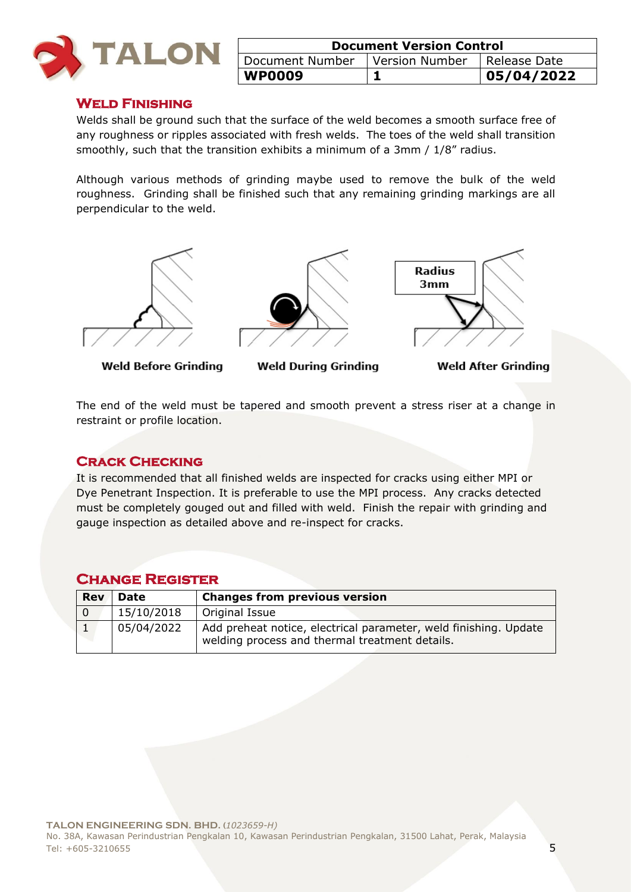## Weld Finishing

Welds shall be ground such that the surface of the weld becomes a smooth surface free of any roughness or ripples associated with fresh welds. The toes of the weld shall transition smoothly, such that the transition exhibits a minimum of a 3mm / 1/8" radius.

Although various methods of grinding maybe used to remove the bulk of the weld roughness. Grinding shall be finished such that any remaining grinding markings are all perpendicular to the weld.

Radius 3mm

Weld Before Grinding

Weld During Grinding

Weld After Grinding

The end of the weld must be tapered and smooth prevent a stress riser at a change in restraint or profile location.

## Crack Checking

It is recommended that all finished welds are inspected for cracks using either MPI or Dye Penetrant Inspection. It is preferable to use the MPI process. Any cracks detected must be completely gouged out and filled with weld. Finish the repair with grinding and gauge inspection as detailed above and re-inspect for cracks.

## Change Register

| Rev | Date | Changes from previous version |
|---|---|---|
| 0 | 15/10/2018 | Original Issue |
| 1 | 05/04/2022 | Add preheat notice, electrical parameter, weld finishing. Update welding process and thermal treatment details. |